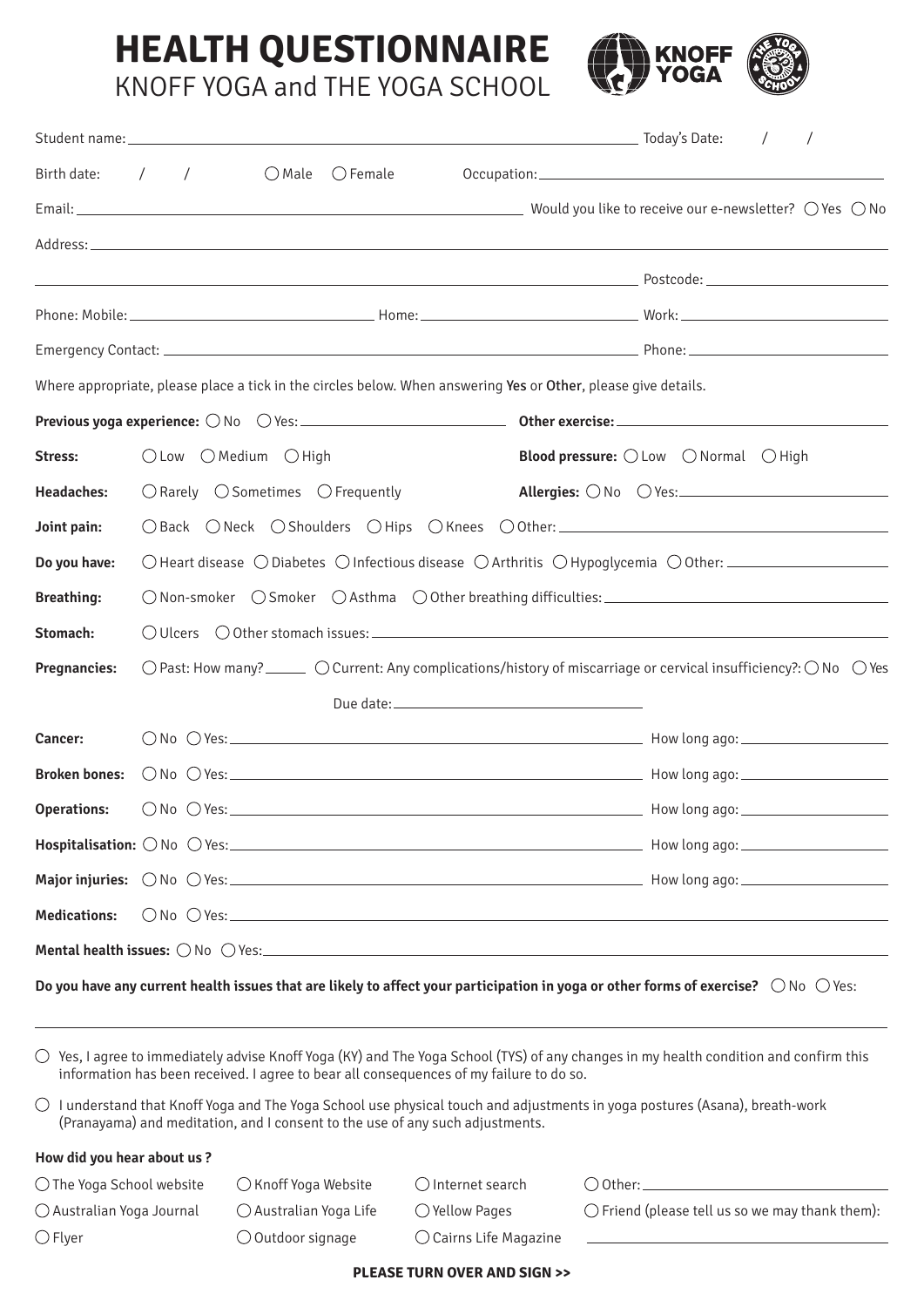# HEALTH QUESTIONNAIRE

KNOFF YOGA and THE YOGA SCHOOL

Student name: ______________________ Today's Date: / /

Birth date: / / ◯ Male ◯ Female Occupation: ______________________

Email: ______________________ Would you like to receive our e-newsletter? ◯ Yes ◯ No

Address: ______________________

______________________ Postcode: ______________________

Phone: Mobile: ______________________ Home: ______________________ Work: ______________________

Emergency Contact: ______________________ Phone: ______________________

Where appropriate, please place a tick in the circles below. When answering Yes or Other, please give details.

**Previous yoga experience:** ◯ No ◯ Yes: ______________________ **Other exercise:** ______________________

**Stress:** ◯ Low ◯ Medium ◯ High **Blood pressure:** ◯ Low ◯ Normal ◯ High

**Headaches:** ◯ Rarely ◯ Sometimes ◯ Frequently **Allergies:** ◯ No ◯ Yes: ______________________

**Joint pain:** ◯ Back ◯ Neck ◯ Shoulders ◯ Hips ◯ Knees ◯ Other: ______________________

**Do you have:** ◯ Heart disease ◯ Diabetes ◯ Infectious disease ◯ Arthritis ◯ Hypoglycemia ◯ Other: ______________________

**Breathing:** ◯ Non-smoker ◯ Smoker ◯ Asthma ◯ Other breathing difficulties: ______________________

**Stomach:** ◯ Ulcers ◯ Other stomach issues: ______________________

**Pregnancies:** ◯ Past: How many? ______ ◯ Current: Any complications/history of miscarriage or cervical insufficiency?: ◯ No ◯ Yes

Due date: ______________________

**Cancer:** ◯ No ◯ Yes: ______________________ How long ago: ______________________

**Broken bones:** ◯ No ◯ Yes: ______________________ How long ago: ______________________

**Operations:** ◯ No ◯ Yes: ______________________ How long ago: ______________________

**Hospitalisation:** ◯ No ◯ Yes: ______________________ How long ago: ______________________

**Major injuries:** ◯ No ◯ Yes: ______________________ How long ago: ______________________

**Medications:** ◯ No ◯ Yes: ______________________

**Mental health issues:** ◯ No ◯ Yes: ______________________

**Do you have any current health issues that are likely to affect your participation in yoga or other forms of exercise?** ◯ No ◯ Yes:

______________________

◯ Yes, I agree to immediately advise Knoff Yoga (KY) and The Yoga School (TYS) of any changes in my health condition and confirm this information has been received. I agree to bear all consequences of my failure to do so.

◯ I understand that Knoff Yoga and The Yoga School use physical touch and adjustments in yoga postures (Asana), breath-work (Pranayama) and meditation, and I consent to the use of any such adjustments.

**How did you hear about us ?**

◯ The Yoga School website ◯ Knoff Yoga Website ◯ Internet search ◯ Other: ______________________

◯ Australian Yoga Journal ◯ Australian Yoga Life ◯ Yellow Pages ◯ Friend (please tell us so we may thank them):

◯ Flyer ◯ Outdoor signage ◯ Cairns Life Magazine ______________________

**PLEASE TURN OVER AND SIGN >>**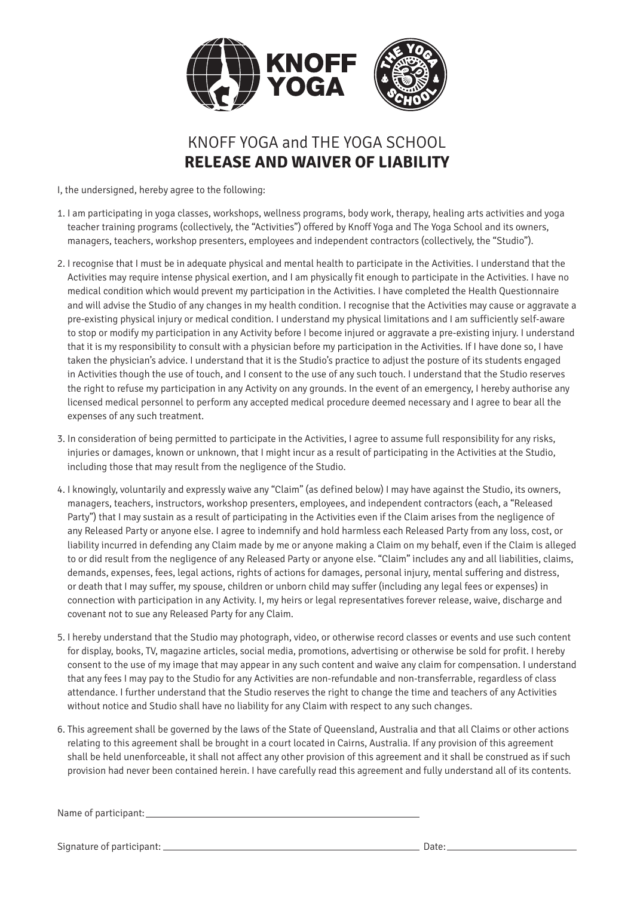# KNOFF YOGA and THE YOGA SCHOOL
## RELEASE AND WAIVER OF LIABILITY

I, the undersigned, hereby agree to the following:

1. I am participating in yoga classes, workshops, wellness programs, body work, therapy, healing arts activities and yoga teacher training programs (collectively, the "Activities") offered by Knoff Yoga and The Yoga School and its owners, managers, teachers, workshop presenters, employees and independent contractors (collectively, the "Studio").

2. I recognise that I must be in adequate physical and mental health to participate in the Activities. I understand that the Activities may require intense physical exertion, and I am physically fit enough to participate in the Activities. I have no medical condition which would prevent my participation in the Activities. I have completed the Health Questionnaire and will advise the Studio of any changes in my health condition. I recognise that the Activities may cause or aggravate a pre-existing physical injury or medical condition. I understand my physical limitations and I am sufficiently self-aware to stop or modify my participation in any Activity before I become injured or aggravate a pre-existing injury. I understand that it is my responsibility to consult with a physician before my participation in the Activities. If I have done so, I have taken the physician's advice. I understand that it is the Studio's practice to adjust the posture of its students engaged in Activities though the use of touch, and I consent to the use of any such touch. I understand that the Studio reserves the right to refuse my participation in any Activity on any grounds. In the event of an emergency, I hereby authorise any licensed medical personnel to perform any accepted medical procedure deemed necessary and I agree to bear all the expenses of any such treatment.

3. In consideration of being permitted to participate in the Activities, I agree to assume full responsibility for any risks, injuries or damages, known or unknown, that I might incur as a result of participating in the Activities at the Studio, including those that may result from the negligence of the Studio.

4. I knowingly, voluntarily and expressly waive any "Claim" (as defined below) I may have against the Studio, its owners, managers, teachers, instructors, workshop presenters, employees, and independent contractors (each, a "Released Party") that I may sustain as a result of participating in the Activities even if the Claim arises from the negligence of any Released Party or anyone else. I agree to indemnify and hold harmless each Released Party from any loss, cost, or liability incurred in defending any Claim made by me or anyone making a Claim on my behalf, even if the Claim is alleged to or did result from the negligence of any Released Party or anyone else. "Claim" includes any and all liabilities, claims, demands, expenses, fees, legal actions, rights of actions for damages, personal injury, mental suffering and distress, or death that I may suffer, my spouse, children or unborn child may suffer (including any legal fees or expenses) in connection with participation in any Activity. I, my heirs or legal representatives forever release, waive, discharge and covenant not to sue any Released Party for any Claim.

5. I hereby understand that the Studio may photograph, video, or otherwise record classes or events and use such content for display, books, TV, magazine articles, social media, promotions, advertising or otherwise be sold for profit. I hereby consent to the use of my image that may appear in any such content and waive any claim for compensation. I understand that any fees I may pay to the Studio for any Activities are non-refundable and non-transferrable, regardless of class attendance. I further understand that the Studio reserves the right to change the time and teachers of any Activities without notice and Studio shall have no liability for any Claim with respect to any such changes.

6. This agreement shall be governed by the laws of the State of Queensland, Australia and that all Claims or other actions relating to this agreement shall be brought in a court located in Cairns, Australia. If any provision of this agreement shall be held unenforceable, it shall not affect any other provision of this agreement and it shall be construed as if such provision had never been contained herein. I have carefully read this agreement and fully understand all of its contents.

Name of participant: ______________________________

Signature of participant: ______________________________ Date: ______________